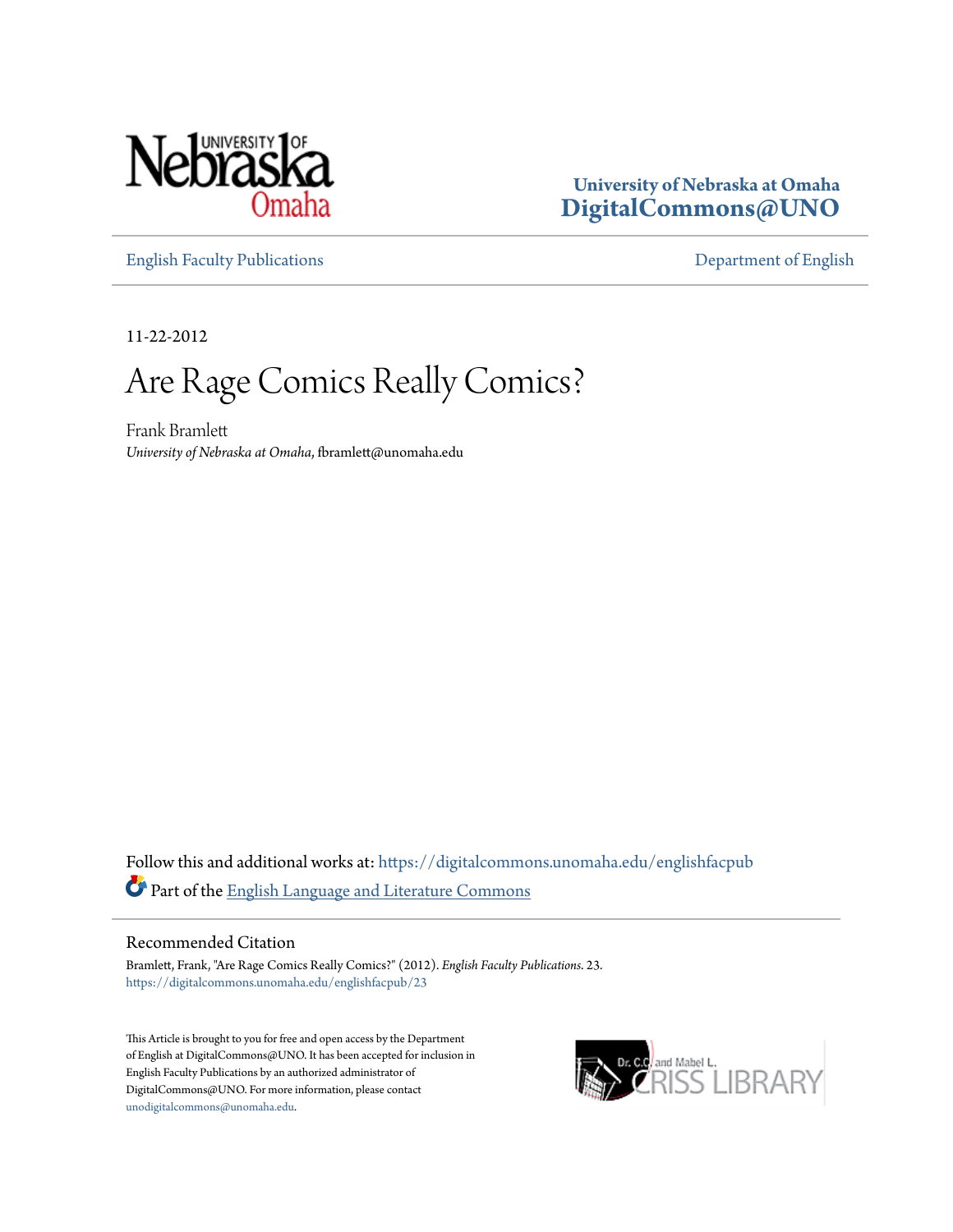University of Nebraska at Omaha
**DigitalCommons@UNO**

English Faculty Publications | Department of English

11-22-2012

# Are Rage Comics Really Comics?

Frank Bramlett
*University of Nebraska at Omaha*, fbramlett@unomaha.edu

Follow this and additional works at: https://digitalcommons.unomaha.edu/englishfacpub

Part of the English Language and Literature Commons

## Recommended Citation

Bramlett, Frank, "Are Rage Comics Really Comics?" (2012). *English Faculty Publications*. 23.
https://digitalcommons.unomaha.edu/englishfacpub/23

This Article is brought to you for free and open access by the Department of English at DigitalCommons@UNO. It has been accepted for inclusion in English Faculty Publications by an authorized administrator of DigitalCommons@UNO. For more information, please contact unodigitalcommons@unomaha.edu.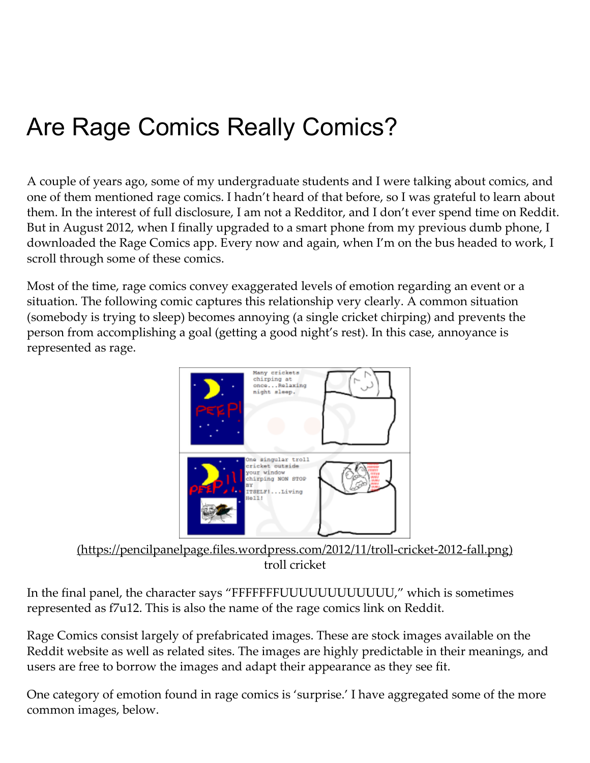# Are Rage Comics Really Comics?

A couple of years ago, some of my undergraduate students and I were talking about comics, and one of them mentioned rage comics. I hadn't heard of that before, so I was grateful to learn about them. In the interest of full disclosure, I am not a Redditor, and I don't ever spend time on Reddit. But in August 2012, when I finally upgraded to a smart phone from my previous dumb phone, I downloaded the Rage Comics app. Every now and again, when I'm on the bus headed to work, I scroll through some of these comics.

Most of the time, rage comics convey exaggerated levels of emotion regarding an event or a situation. The following comic captures this relationship very clearly. A common situation (somebody is trying to sleep) becomes annoying (a single cricket chirping) and prevents the person from accomplishing a goal (getting a good night's rest). In this case, annoyance is represented as rage.

(https://pencilpanelpage.files.wordpress.com/2012/11/troll-cricket-2012-fall.png)
troll cricket

In the final panel, the character says "FFFFFFFUUUUUUUUUUUU," which is sometimes represented as f7u12. This is also the name of the rage comics link on Reddit.

Rage Comics consist largely of prefabricated images. These are stock images available on the Reddit website as well as related sites. The images are highly predictable in their meanings, and users are free to borrow the images and adapt their appearance as they see fit.

One category of emotion found in rage comics is 'surprise.' I have aggregated some of the more common images, below.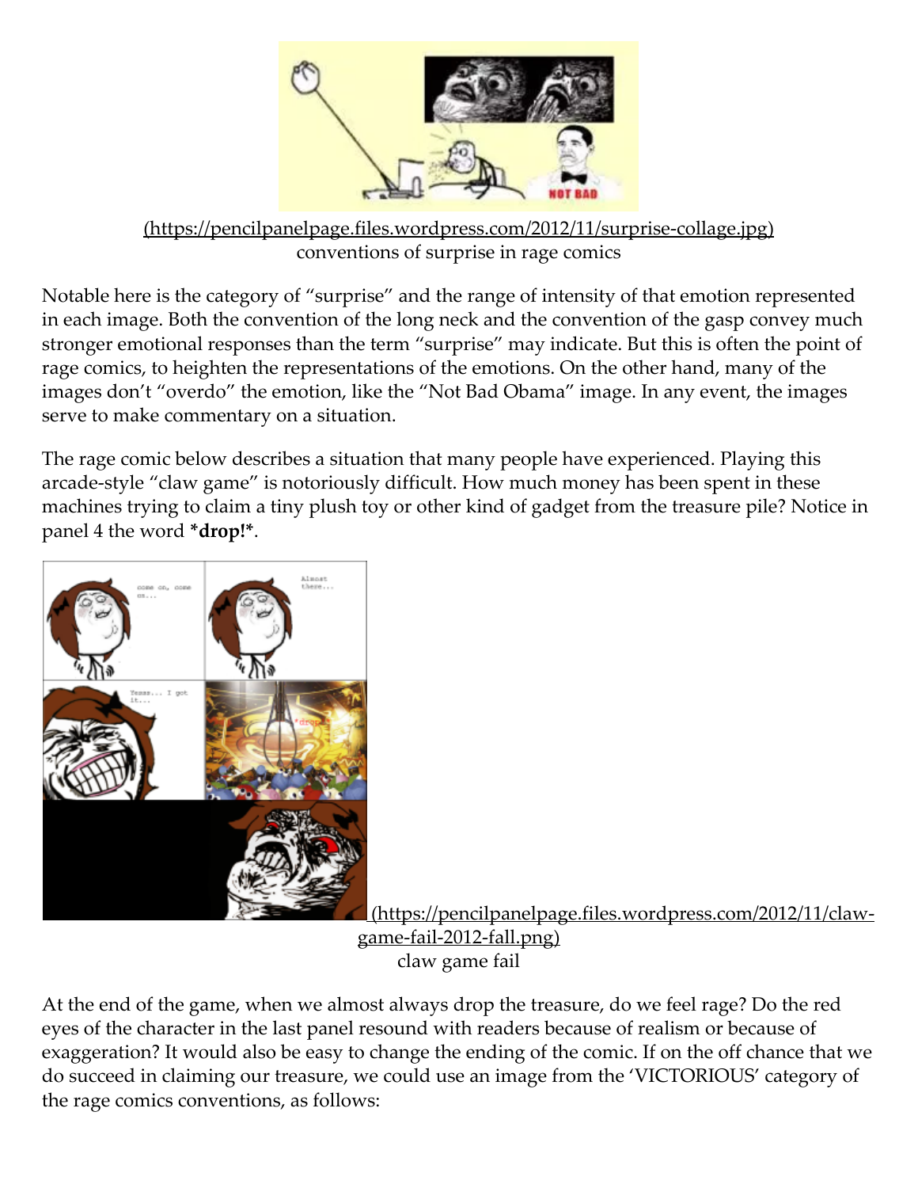(https://pencilpanelpage.files.wordpress.com/2012/11/surprise-collage.jpg)
conventions of surprise in rage comics

Notable here is the category of “surprise” and the range of intensity of that emotion represented in each image. Both the convention of the long neck and the convention of the gasp convey much stronger emotional responses than the term “surprise” may indicate. But this is often the point of rage comics, to heighten the representations of the emotions. On the other hand, many of the images don’t “overdo” the emotion, like the “Not Bad Obama” image. In any event, the images serve to make commentary on a situation.

The rage comic below describes a situation that many people have experienced. Playing this arcade-style “claw game” is notoriously difficult. How much money has been spent in these machines trying to claim a tiny plush toy or other kind of gadget from the treasure pile? Notice in panel 4 the word ***drop!***.

(https://pencilpanelpage.files.wordpress.com/2012/11/claw-game-fail-2012-fall.png)
claw game fail

At the end of the game, when we almost always drop the treasure, do we feel rage? Do the red eyes of the character in the last panel resound with readers because of realism or because of exaggeration? It would also be easy to change the ending of the comic. If on the off chance that we do succeed in claiming our treasure, we could use an image from the ‘VICTORIOUS’ category of the rage comics conventions, as follows: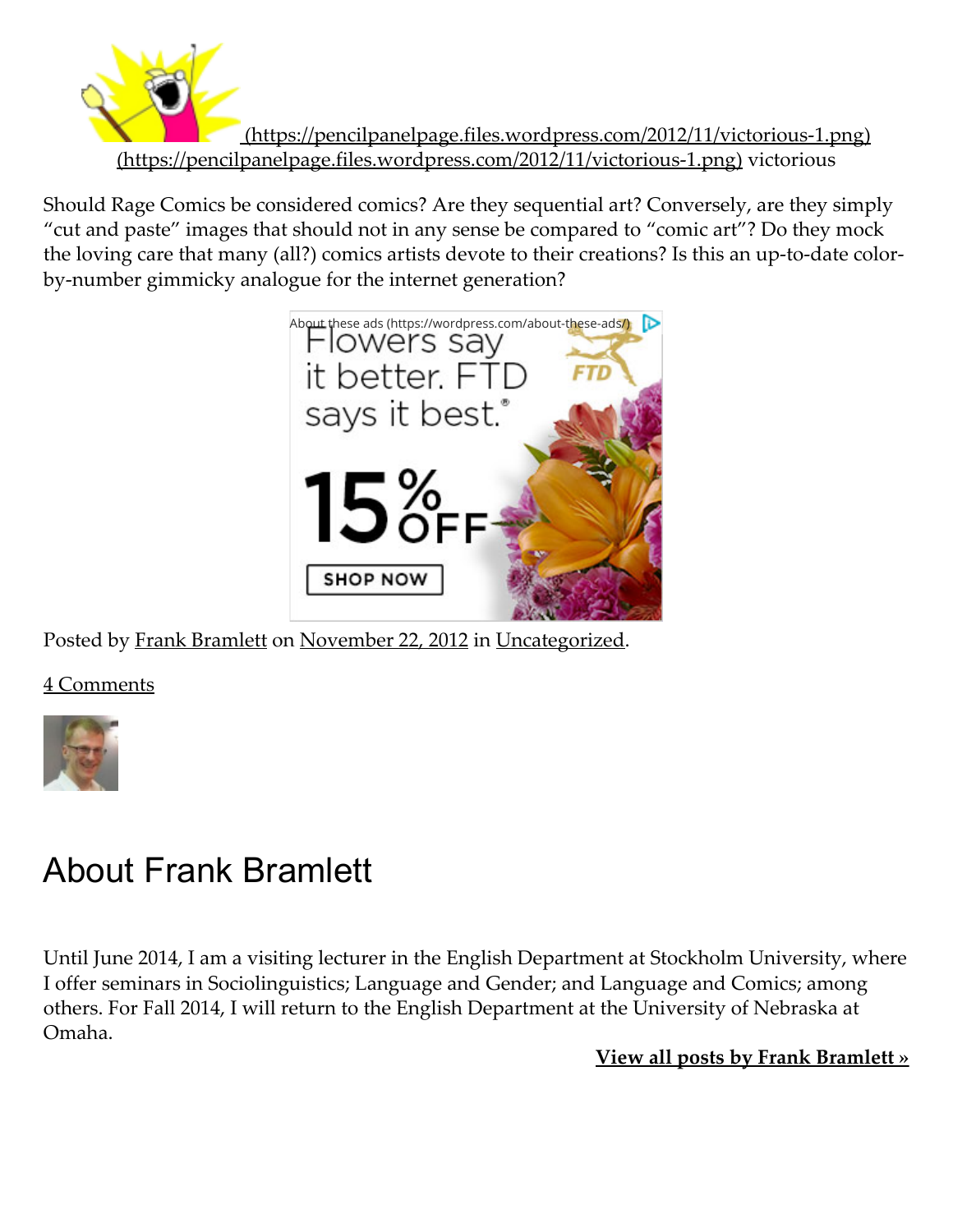(https://pencilpanelpage.files.wordpress.com/2012/11/victorious-1.png)
(https://pencilpanelpage.files.wordpress.com/2012/11/victorious-1.png) victorious

Should Rage Comics be considered comics? Are they sequential art? Conversely, are they simply "cut and paste" images that should not in any sense be compared to "comic art"? Do they mock the loving care that many (all?) comics artists devote to their creations? Is this an up-to-date color-by-number gimmicky analogue for the internet generation?

About these ads (https://wordpress.com/about-these-ads/)

Posted by Frank Bramlett on November 22, 2012 in Uncategorized.

4 Comments

## About Frank Bramlett

Until June 2014, I am a visiting lecturer in the English Department at Stockholm University, where I offer seminars in Sociolinguistics; Language and Gender; and Language and Comics; among others. For Fall 2014, I will return to the English Department at the University of Nebraska at Omaha.

**View all posts by Frank Bramlett »**